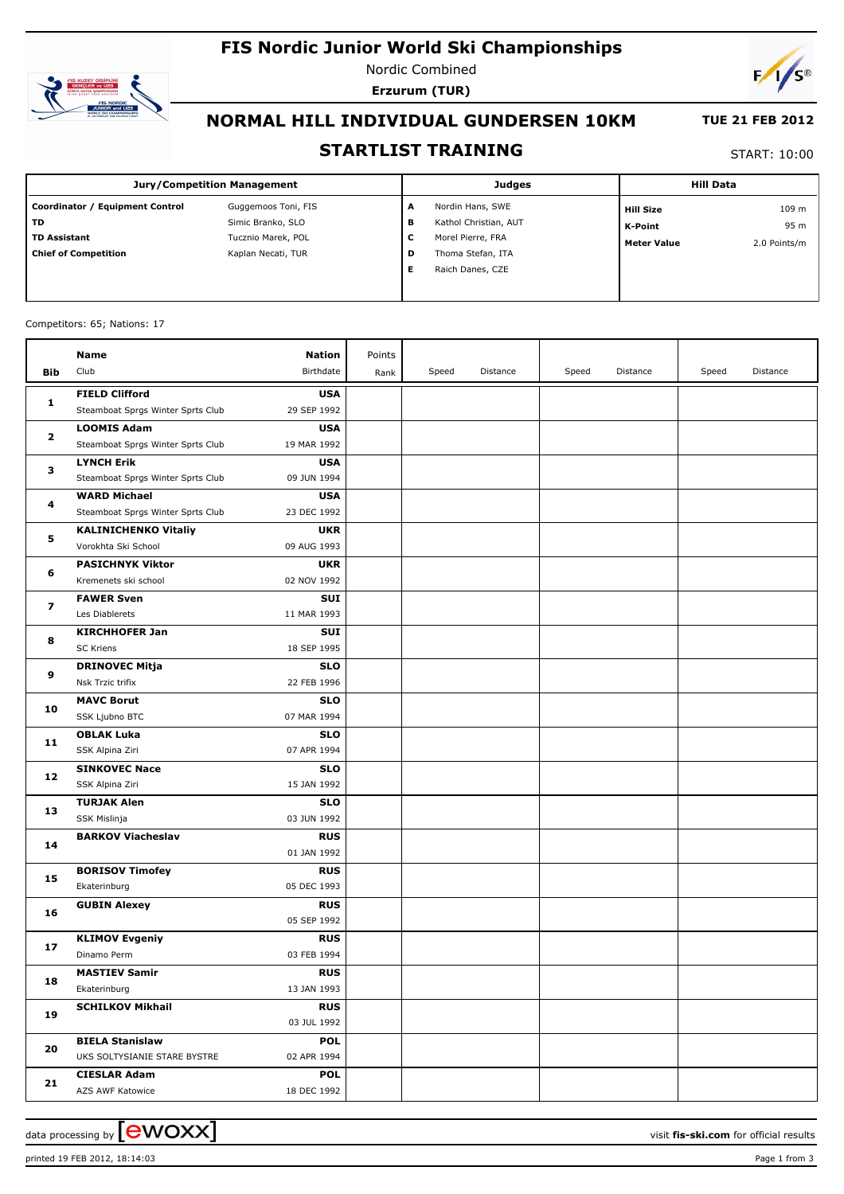# FIS Nordic Junior World Ski Championships

Nordic Combined

**Erzurum (TUR)**

## NORMAL HILL INDIVIDUAL GUNDERSEN 10KM

**TUE 21 FEB 2012**

## STARTLIST TRAINING

START: 10:00

| Jury/Competition Management | | Judges | | Hill Data | |
|---|---|---|---|---|---|
| **Coordinator / Equipment Control** | Guggemoos Toni, FIS | **A** | Nordin Hans, SWE | **Hill Size** | 109 m |
| **TD** | Simic Branko, SLO | **B** | Kathol Christian, AUT | **K-Point** | 95 m |
| **TD Assistant** | Tucznio Marek, POL | **C** | Morel Pierre, FRA | **Meter Value** | 2.0 Points/m |
| **Chief of Competition** | Kaplan Necati, TUR | **D** | Thoma Stefan, ITA | | |
| | | **E** | Raich Danes, CZE | | |

Competitors: 65; Nations: 17

| Bib | Name / Club | Nation / Birthdate | Points / Rank | Speed | Distance | Speed | Distance | Speed | Distance |
|---|---|---|---|---|---|---|---|---|---|
| 1 | **FIELD Clifford**<br>Steamboat Sprgs Winter Sprts Club | **USA**<br>29 SEP 1992 | | | | | | | |
| 2 | **LOOMIS Adam**<br>Steamboat Sprgs Winter Sprts Club | **USA**<br>19 MAR 1992 | | | | | | | |
| 3 | **LYNCH Erik**<br>Steamboat Sprgs Winter Sprts Club | **USA**<br>09 JUN 1994 | | | | | | | |
| 4 | **WARD Michael**<br>Steamboat Sprgs Winter Sprts Club | **USA**<br>23 DEC 1992 | | | | | | | |
| 5 | **KALINICHENKO Vitaliy**<br>Vorokhta Ski School | **UKR**<br>09 AUG 1993 | | | | | | | |
| 6 | **PASICHNYK Viktor**<br>Kremenets ski school | **UKR**<br>02 NOV 1992 | | | | | | | |
| 7 | **FAWER Sven**<br>Les Diablerets | **SUI**<br>11 MAR 1993 | | | | | | | |
| 8 | **KIRCHHOFER Jan**<br>SC Kriens | **SUI**<br>18 SEP 1995 | | | | | | | |
| 9 | **DRINOVEC Mitja**<br>Nsk Trzic trifix | **SLO**<br>22 FEB 1996 | | | | | | | |
| 10 | **MAVC Borut**<br>SSK Ljubno BTC | **SLO**<br>07 MAR 1994 | | | | | | | |
| 11 | **OBLAK Luka**<br>SSK Alpina Ziri | **SLO**<br>07 APR 1994 | | | | | | | |
| 12 | **SINKOVEC Nace**<br>SSK Alpina Ziri | **SLO**<br>15 JAN 1992 | | | | | | | |
| 13 | **TURJAK Alen**<br>SSK Mislinja | **SLO**<br>03 JUN 1992 | | | | | | | |
| 14 | **BARKOV Viacheslav** | **RUS**<br>01 JAN 1992 | | | | | | | |
| 15 | **BORISOV Timofey**<br>Ekaterinburg | **RUS**<br>05 DEC 1993 | | | | | | | |
| 16 | **GUBIN Alexey** | **RUS**<br>05 SEP 1992 | | | | | | | |
| 17 | **KLIMOV Evgeniy**<br>Dinamo Perm | **RUS**<br>03 FEB 1994 | | | | | | | |
| 18 | **MASTIEV Samir**<br>Ekaterinburg | **RUS**<br>13 JAN 1993 | | | | | | | |
| 19 | **SCHILKOV Mikhail** | **RUS**<br>03 JUL 1992 | | | | | | | |
| 20 | **BIELA Stanislaw**<br>UKS SOLTYSIANIE STARE BYSTRE | **POL**<br>02 APR 1994 | | | | | | | |
| 21 | **CIESLAR Adam**<br>AZS AWF Katowice | **POL**<br>18 DEC 1992 | | | | | | | |

data processing by ewoxx — visit fis-ski.com for official results

printed 19 FEB 2012, 18:14:03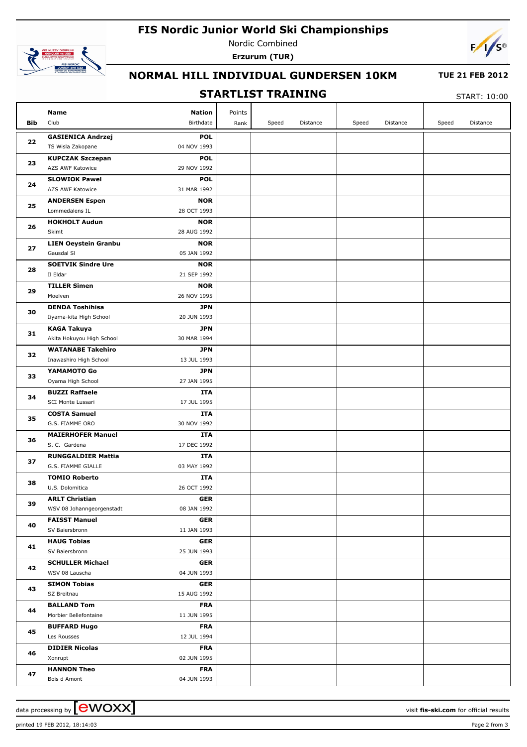# FIS Nordic Junior World Ski Championships

Nordic Combined

**Erzurum (TUR)**

## NORMAL HILL INDIVIDUAL GUNDERSEN 10KM

**TUE 21 FEB 2012**

## STARTLIST TRAINING

START: 10:00

| Bib | Name / Club | Nation / Birthdate | Points / Rank | Speed | Distance | Speed | Distance | Speed | Distance |
|---|---|---|---|---|---|---|---|---|---|
| 22 | **GASIENICA Andrzej**<br>TS Wisla Zakopane | **POL**<br>04 NOV 1993 | | | | | | | |
| 23 | **KUPCZAK Szczepan**<br>AZS AWF Katowice | **POL**<br>29 NOV 1992 | | | | | | | |
| 24 | **SLOWIOK Pawel**<br>AZS AWF Katowice | **POL**<br>31 MAR 1992 | | | | | | | |
| 25 | **ANDERSEN Espen**<br>Lommedalens IL | **NOR**<br>28 OCT 1993 | | | | | | | |
| 26 | **HOKHOLT Audun**<br>Skimt | **NOR**<br>28 AUG 1992 | | | | | | | |
| 27 | **LIEN Oeystein Granbu**<br>Gausdal Sl | **NOR**<br>05 JAN 1992 | | | | | | | |
| 28 | **SOETVIK Sindre Ure**<br>Il Eldar | **NOR**<br>21 SEP 1992 | | | | | | | |
| 29 | **TILLER Simen**<br>Moelven | **NOR**<br>26 NOV 1995 | | | | | | | |
| 30 | **DENDA Toshihisa**<br>Iiyama-kita High School | **JPN**<br>20 JUN 1993 | | | | | | | |
| 31 | **KAGA Takuya**<br>Akita Hokuyou High School | **JPN**<br>30 MAR 1994 | | | | | | | |
| 32 | **WATANABE Takehiro**<br>Inawashiro High School | **JPN**<br>13 JUL 1993 | | | | | | | |
| 33 | **YAMAMOTO Go**<br>Oyama High School | **JPN**<br>27 JAN 1995 | | | | | | | |
| 34 | **BUZZI Raffaele**<br>SCI Monte Lussari | **ITA**<br>17 JUL 1995 | | | | | | | |
| 35 | **COSTA Samuel**<br>G.S. FIAMME ORO | **ITA**<br>30 NOV 1992 | | | | | | | |
| 36 | **MAIERHOFER Manuel**<br>S. C. Gardena | **ITA**<br>17 DEC 1992 | | | | | | | |
| 37 | **RUNGGALDIER Mattia**<br>G.S. FIAMME GIALLE | **ITA**<br>03 MAY 1992 | | | | | | | |
| 38 | **TOMIO Roberto**<br>U.S. Dolomitica | **ITA**<br>26 OCT 1992 | | | | | | | |
| 39 | **ARLT Christian**<br>WSV 08 Johanngeorgenstadt | **GER**<br>08 JAN 1992 | | | | | | | |
| 40 | **FAISST Manuel**<br>SV Baiersbronn | **GER**<br>11 JAN 1993 | | | | | | | |
| 41 | **HAUG Tobias**<br>SV Baiersbronn | **GER**<br>25 JUN 1993 | | | | | | | |
| 42 | **SCHULLER Michael**<br>WSV 08 Lauscha | **GER**<br>04 JUN 1993 | | | | | | | |
| 43 | **SIMON Tobias**<br>SZ Breitnau | **GER**<br>15 AUG 1992 | | | | | | | |
| 44 | **BALLAND Tom**<br>Morbier Bellefontaine | **FRA**<br>11 JUN 1995 | | | | | | | |
| 45 | **BUFFARD Hugo**<br>Les Rousses | **FRA**<br>12 JUL 1994 | | | | | | | |
| 46 | **DIDIER Nicolas**<br>Xonrupt | **FRA**<br>02 JUN 1995 | | | | | | | |
| 47 | **HANNON Theo**<br>Bois d Amont | **FRA**<br>04 JUN 1993 | | | | | | | |

data processing by ewoxx — visit **fis-ski.com** for official results

printed 19 FEB 2012, 18:14:03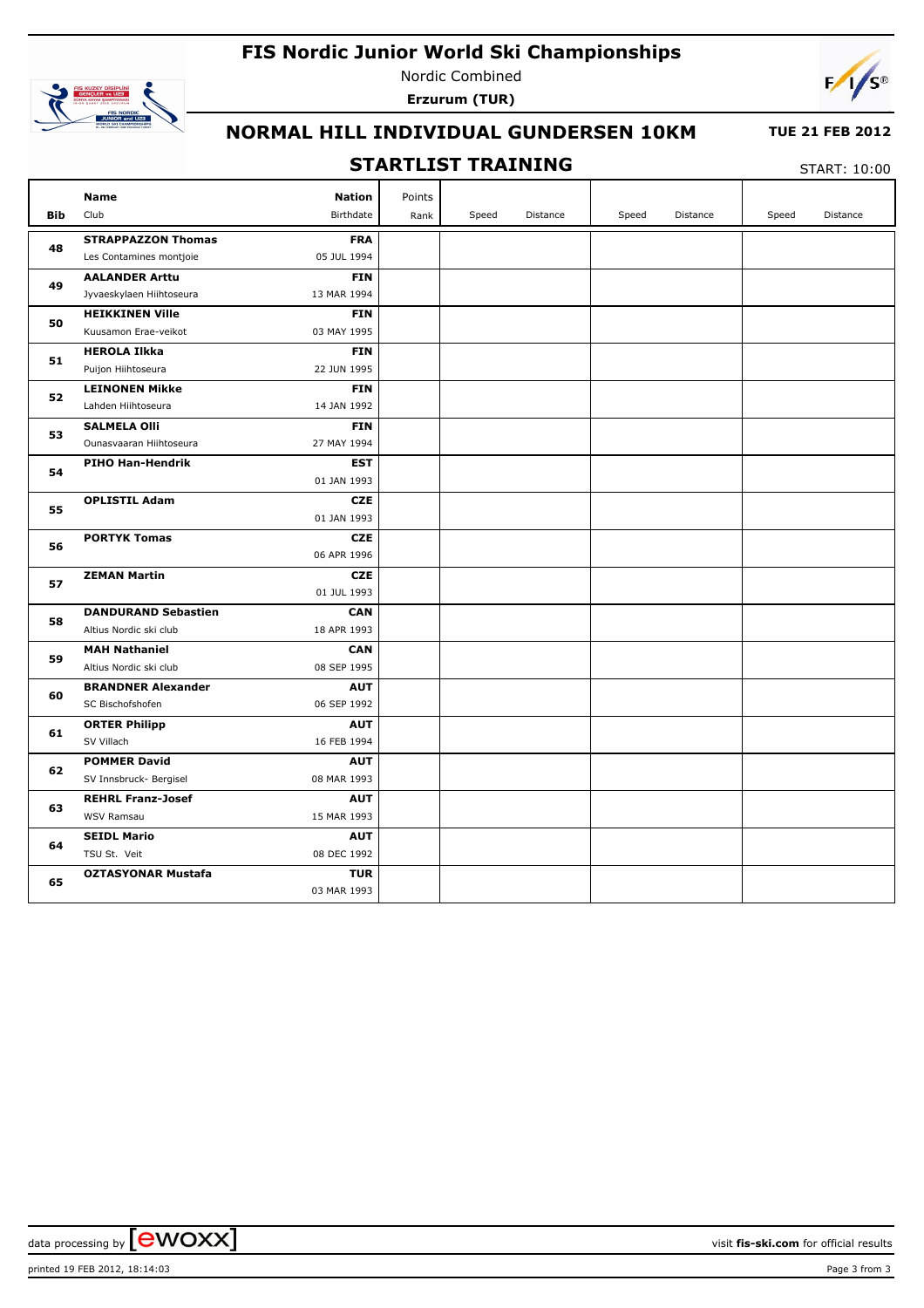# FIS Nordic Junior World Ski Championships

Nordic Combined

**Erzurum (TUR)**

## NORMAL HILL INDIVIDUAL GUNDERSEN 10KM

**TUE 21 FEB 2012**

## STARTLIST TRAINING

START: 10:00

| Bib | Name / Club | Nation / Birthdate | Points / Rank | Speed | Distance | Speed | Distance | Speed | Distance |
|---|---|---|---|---|---|---|---|---|---|
| 48 | **STRAPPAZZON Thomas**<br>Les Contamines montjoie | **FRA**<br>05 JUL 1994 | | | | | | | |
| 49 | **AALANDER Arttu**<br>Jyvaeskylaen Hiihtoseura | **FIN**<br>13 MAR 1994 | | | | | | | |
| 50 | **HEIKKINEN Ville**<br>Kuusamon Erae-veikot | **FIN**<br>03 MAY 1995 | | | | | | | |
| 51 | **HEROLA Ilkka**<br>Puijon Hiihtoseura | **FIN**<br>22 JUN 1995 | | | | | | | |
| 52 | **LEINONEN Mikke**<br>Lahden Hiihtoseura | **FIN**<br>14 JAN 1992 | | | | | | | |
| 53 | **SALMELA Olli**<br>Ounasvaaran Hiihtoseura | **FIN**<br>27 MAY 1994 | | | | | | | |
| 54 | **PIHO Han-Hendrik** | **EST**<br>01 JAN 1993 | | | | | | | |
| 55 | **OPLISTIL Adam** | **CZE**<br>01 JAN 1993 | | | | | | | |
| 56 | **PORTYK Tomas** | **CZE**<br>06 APR 1996 | | | | | | | |
| 57 | **ZEMAN Martin** | **CZE**<br>01 JUL 1993 | | | | | | | |
| 58 | **DANDURAND Sebastien**<br>Altius Nordic ski club | **CAN**<br>18 APR 1993 | | | | | | | |
| 59 | **MAH Nathaniel**<br>Altius Nordic ski club | **CAN**<br>08 SEP 1995 | | | | | | | |
| 60 | **BRANDNER Alexander**<br>SC Bischofshofen | **AUT**<br>06 SEP 1992 | | | | | | | |
| 61 | **ORTER Philipp**<br>SV Villach | **AUT**<br>16 FEB 1994 | | | | | | | |
| 62 | **POMMER David**<br>SV Innsbruck- Bergisel | **AUT**<br>08 MAR 1993 | | | | | | | |
| 63 | **REHRL Franz-Josef**<br>WSV Ramsau | **AUT**<br>15 MAR 1993 | | | | | | | |
| 64 | **SEIDL Mario**<br>TSU St. Veit | **AUT**<br>08 DEC 1992 | | | | | | | |
| 65 | **OZTASYONAR Mustafa** | **TUR**<br>03 MAR 1993 | | | | | | | |

data processing by ewoxx — visit fis-ski.com for official results

printed 19 FEB 2012, 18:14:03